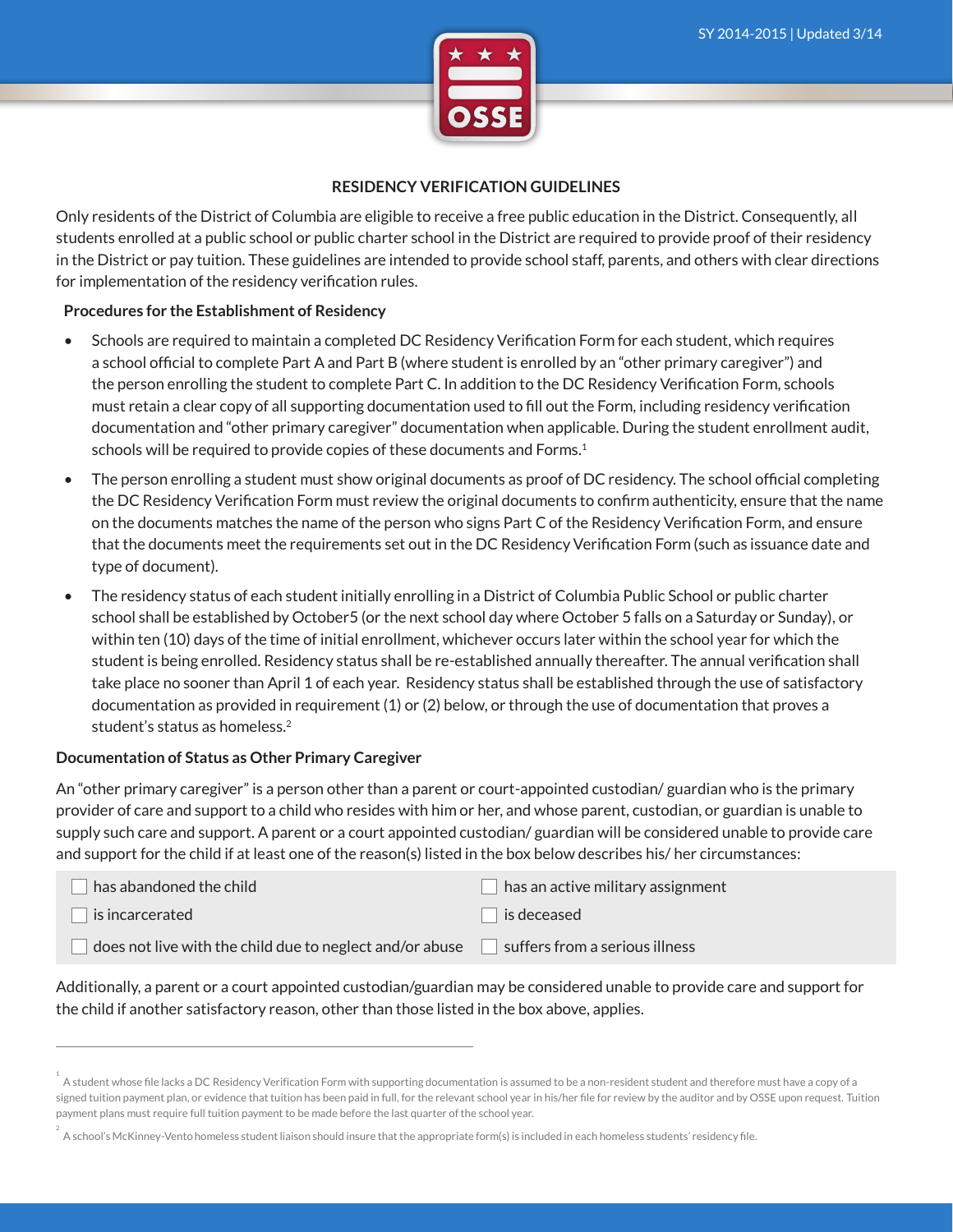SY 2014-2015 | Updated 3/14

# RESIDENCY VERIFICATION GUIDELINES

Only residents of the District of Columbia are eligible to receive a free public education in the District. Consequently, all students enrolled at a public school or public charter school in the District are required to provide proof of their residency in the District or pay tuition. These guidelines are intended to provide school staff, parents, and others with clear directions for implementation of the residency verification rules.

**Procedures for the Establishment of Residency**

- Schools are required to maintain a completed DC Residency Verification Form for each student, which requires a school official to complete Part A and Part B (where student is enrolled by an "other primary caregiver") and the person enrolling the student to complete Part C. In addition to the DC Residency Verification Form, schools must retain a clear copy of all supporting documentation used to fill out the Form, including residency verification documentation and "other primary caregiver" documentation when applicable. During the student enrollment audit, schools will be required to provide copies of these documents and Forms.[1]
- The person enrolling a student must show original documents as proof of DC residency. The school official completing the DC Residency Verification Form must review the original documents to confirm authenticity, ensure that the name on the documents matches the name of the person who signs Part C of the Residency Verification Form, and ensure that the documents meet the requirements set out in the DC Residency Verification Form (such as issuance date and type of document).
- The residency status of each student initially enrolling in a District of Columbia Public School or public charter school shall be established by October5 (or the next school day where October 5 falls on a Saturday or Sunday), or within ten (10) days of the time of initial enrollment, whichever occurs later within the school year for which the student is being enrolled. Residency status shall be re-established annually thereafter. The annual verification shall take place no sooner than April 1 of each year. Residency status shall be established through the use of satisfactory documentation as provided in requirement (1) or (2) below, or through the use of documentation that proves a student's status as homeless.[2]

**Documentation of Status as Other Primary Caregiver**

An "other primary caregiver" is a person other than a parent or court-appointed custodian/ guardian who is the primary provider of care and support to a child who resides with him or her, and whose parent, custodian, or guardian is unable to supply such care and support. A parent or a court appointed custodian/ guardian will be considered unable to provide care and support for the child if at least one of the reason(s) listed in the box below describes his/ her circumstances:

| | |
|---|---|
| ☐ has abandoned the child | ☐ has an active military assignment |
| ☐ is incarcerated | ☐ is deceased |
| ☐ does not live with the child due to neglect and/or abuse | ☐ suffers from a serious illness |

Additionally, a parent or a court appointed custodian/guardian may be considered unable to provide care and support for the child if another satisfactory reason, other than those listed in the box above, applies.

---

[1] A student whose file lacks a DC Residency Verification Form with supporting documentation is assumed to be a non-resident student and therefore must have a copy of a signed tuition payment plan, or evidence that tuition has been paid in full, for the relevant school year in his/her file for review by the auditor and by OSSE upon request. Tuition payment plans must require full tuition payment to be made before the last quarter of the school year.

[2] A school's McKinney-Vento homeless student liaison should insure that the appropriate form(s) is included in each homeless students' residency file.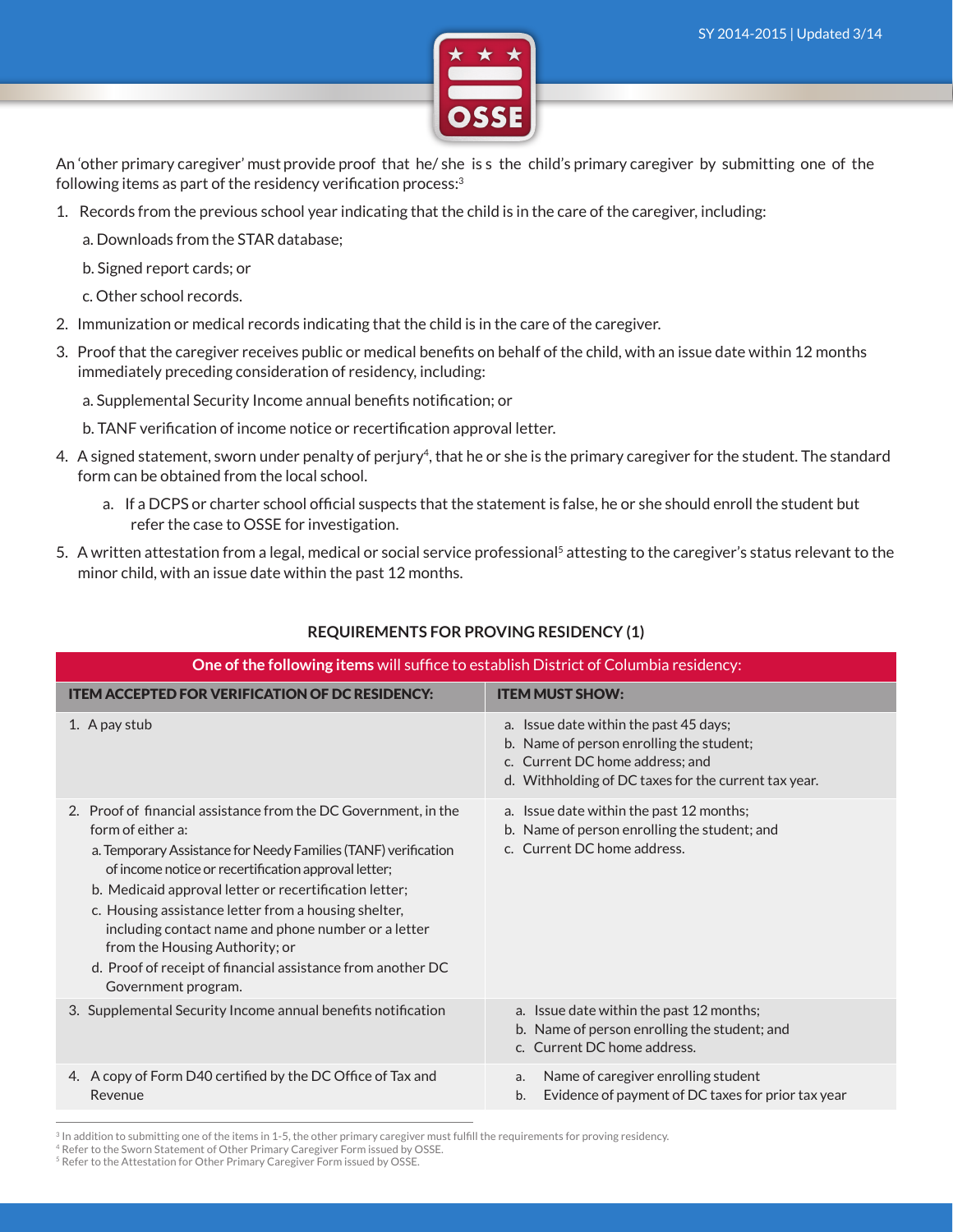An 'other primary caregiver' must provide proof that he/ she is s the child's primary caregiver by submitting one of the following items as part of the residency verification process:[3]

1. Records from the previous school year indicating that the child is in the care of the caregiver, including:
   a. Downloads from the STAR database;
   b. Signed report cards; or
   c. Other school records.
2. Immunization or medical records indicating that the child is in the care of the caregiver.
3. Proof that the caregiver receives public or medical benefits on behalf of the child, with an issue date within 12 months immediately preceding consideration of residency, including:
   a. Supplemental Security Income annual benefits notification; or
   b. TANF verification of income notice or recertification approval letter.
4. A signed statement, sworn under penalty of perjury[4], that he or she is the primary caregiver for the student. The standard form can be obtained from the local school.
   a. If a DCPS or charter school official suspects that the statement is false, he or she should enroll the student but refer the case to OSSE for investigation.
5. A written attestation from a legal, medical or social service professional[5] attesting to the caregiver's status relevant to the minor child, with an issue date within the past 12 months.

## REQUIREMENTS FOR PROVING RESIDENCY (1)

**One of the following items** will suffice to establish District of Columbia residency:

| ITEM ACCEPTED FOR VERIFICATION OF DC RESIDENCY: | ITEM MUST SHOW: |
|---|---|
| 1. A pay stub | a. Issue date within the past 45 days;<br>b. Name of person enrolling the student;<br>c. Current DC home address; and<br>d. Withholding of DC taxes for the current tax year. |
| 2. Proof of financial assistance from the DC Government, in the form of either a:<br>a. Temporary Assistance for Needy Families (TANF) verification of income notice or recertification approval letter;<br>b. Medicaid approval letter or recertification letter;<br>c. Housing assistance letter from a housing shelter, including contact name and phone number or a letter from the Housing Authority; or<br>d. Proof of receipt of financial assistance from another DC Government program. | a. Issue date within the past 12 months;<br>b. Name of person enrolling the student; and<br>c. Current DC home address. |
| 3. Supplemental Security Income annual benefits notification | a. Issue date within the past 12 months;<br>b. Name of person enrolling the student; and<br>c. Current DC home address. |
| 4. A copy of Form D40 certified by the DC Office of Tax and Revenue | a. Name of caregiver enrolling student<br>b. Evidence of payment of DC taxes for prior tax year |

[3] In addition to submitting one of the items in 1-5, the other primary caregiver must fulfill the requirements for proving residency.
[4] Refer to the Sworn Statement of Other Primary Caregiver Form issued by OSSE.
[5] Refer to the Attestation for Other Primary Caregiver Form issued by OSSE.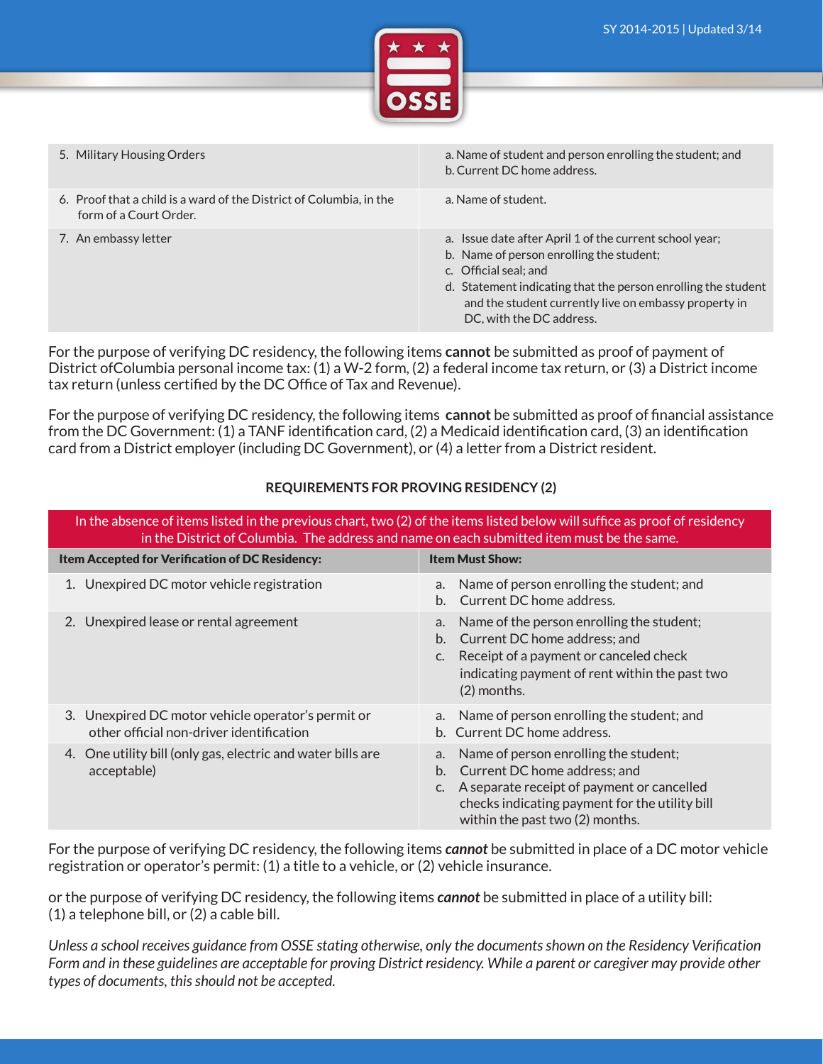| | |
|---|---|
| 5. Military Housing Orders | a. Name of student and person enrolling the student; and<br>b. Current DC home address. |
| 6. Proof that a child is a ward of the District of Columbia, in the form of a Court Order. | a. Name of student. |
| 7. An embassy letter | a. Issue date after April 1 of the current school year;<br>b. Name of person enrolling the student;<br>c. Official seal; and<br>d. Statement indicating that the person enrolling the student and the student currently live on embassy property in DC, with the DC address. |

For the purpose of verifying DC residency, the following items **cannot** be submitted as proof of payment of District ofColumbia personal income tax: (1) a W-2 form, (2) a federal income tax return, or (3) a District income tax return (unless certified by the DC Office of Tax and Revenue).

For the purpose of verifying DC residency, the following items **cannot** be submitted as proof of financial assistance from the DC Government: (1) a TANF identification card, (2) a Medicaid identification card, (3) an identification card from a District employer (including DC Government), or (4) a letter from a District resident.

**REQUIREMENTS FOR PROVING RESIDENCY (2)**

In the absence of items listed in the previous chart, two (2) of the items listed below will suffice as proof of residency in the District of Columbia. The address and name on each submitted item must be the same.

| Item Accepted for Verification of DC Residency: | Item Must Show: |
|---|---|
| 1. Unexpired DC motor vehicle registration | a. Name of person enrolling the student; and<br>b. Current DC home address. |
| 2. Unexpired lease or rental agreement | a. Name of the person enrolling the student;<br>b. Current DC home address; and<br>c. Receipt of a payment or canceled check indicating payment of rent within the past two (2) months. |
| 3. Unexpired DC motor vehicle operator's permit or other official non-driver identification | a. Name of person enrolling the student; and<br>b. Current DC home address. |
| 4. One utility bill (only gas, electric and water bills are acceptable) | a. Name of person enrolling the student;<br>b. Current DC home address; and<br>c. A separate receipt of payment or cancelled checks indicating payment for the utility bill within the past two (2) months. |

For the purpose of verifying DC residency, the following items ***cannot*** be submitted in place of a DC motor vehicle registration or operator's permit: (1) a title to a vehicle, or (2) vehicle insurance.

or the purpose of verifying DC residency, the following items ***cannot*** be submitted in place of a utility bill: (1) a telephone bill, or (2) a cable bill.

*Unless a school receives guidance from OSSE stating otherwise, only the documents shown on the Residency Verification Form and in these guidelines are acceptable for proving District residency. While a parent or caregiver may provide other types of documents, this should not be accepted.*